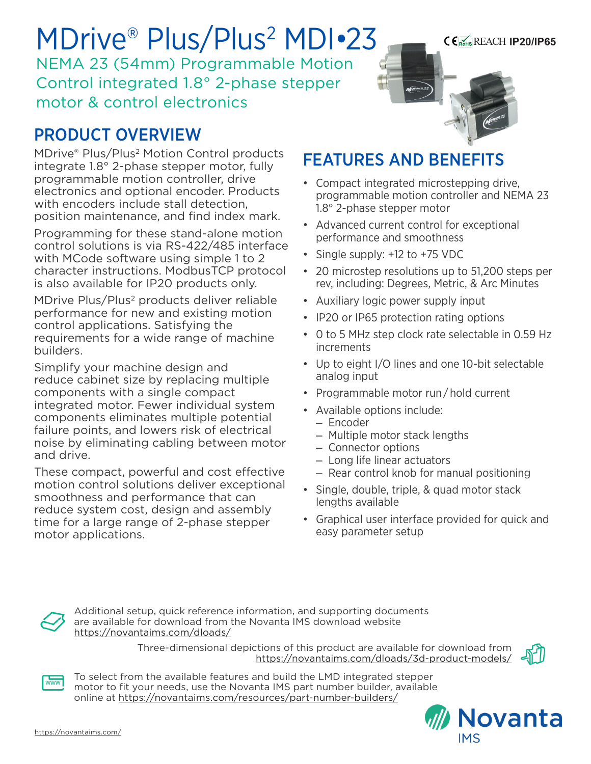# MDrive® Plus/Plus² MDI•23

NEMA 23 (54mm) Programmable Motion Control integrated 1.8° 2-phase stepper motor & control electronics

CE RoHS REACH **IP20/IP65**

## PRODUCT OVERVIEW

MDrive® Plus/Plus² Motion Control products integrate 1.8° 2-phase stepper motor, fully programmable motion controller, drive electronics and optional encoder. Products with encoders include stall detection, position maintenance, and find index mark.

Programming for these stand-alone motion control solutions is via RS-422/485 interface with MCode software using simple 1 to 2 character instructions. ModbusTCP protocol is also available for IP20 products only.

MDrive Plus/Plus² products deliver reliable performance for new and existing motion control applications. Satisfying the requirements for a wide range of machine builders.

Simplify your machine design and reduce cabinet size by replacing multiple components with a single compact integrated motor. Fewer individual system components eliminates multiple potential failure points, and lowers risk of electrical noise by eliminating cabling between motor and drive.

These compact, powerful and cost effective motion control solutions deliver exceptional smoothness and performance that can reduce system cost, design and assembly time for a large range of 2-phase stepper motor applications.

## FEATURES AND BENEFITS

- Compact integrated microstepping drive, programmable motion controller and NEMA 23 1.8° 2-phase stepper motor
- Advanced current control for exceptional performance and smoothness
- Single supply: +12 to +75 VDC
- 20 microstep resolutions up to 51,200 steps per rev, including: Degrees, Metric, & Arc Minutes
- Auxiliary logic power supply input
- IP20 or IP65 protection rating options
- 0 to 5 MHz step clock rate selectable in 0.59 Hz increments
- Up to eight I/O lines and one 10-bit selectable analog input
- Programmable motor run / hold current
- Available options include:
  - Encoder
  - Multiple motor stack lengths
  - Connector options
  - Long life linear actuators
  - Rear control knob for manual positioning
- Single, double, triple, & quad motor stack lengths available
- Graphical user interface provided for quick and easy parameter setup

Additional setup, quick reference information, and supporting documents are available for download from the Novanta IMS download website https://novantaims.com/dloads/

Three-dimensional depictions of this product are available for download from https://novantaims.com/dloads/3d-product-models/

To select from the available features and build the LMD integrated stepper motor to fit your needs, use the Novanta IMS part number builder, available online at https://novantaims.com/resources/part-number-builders/

https://novantaims.com/

Novanta IMS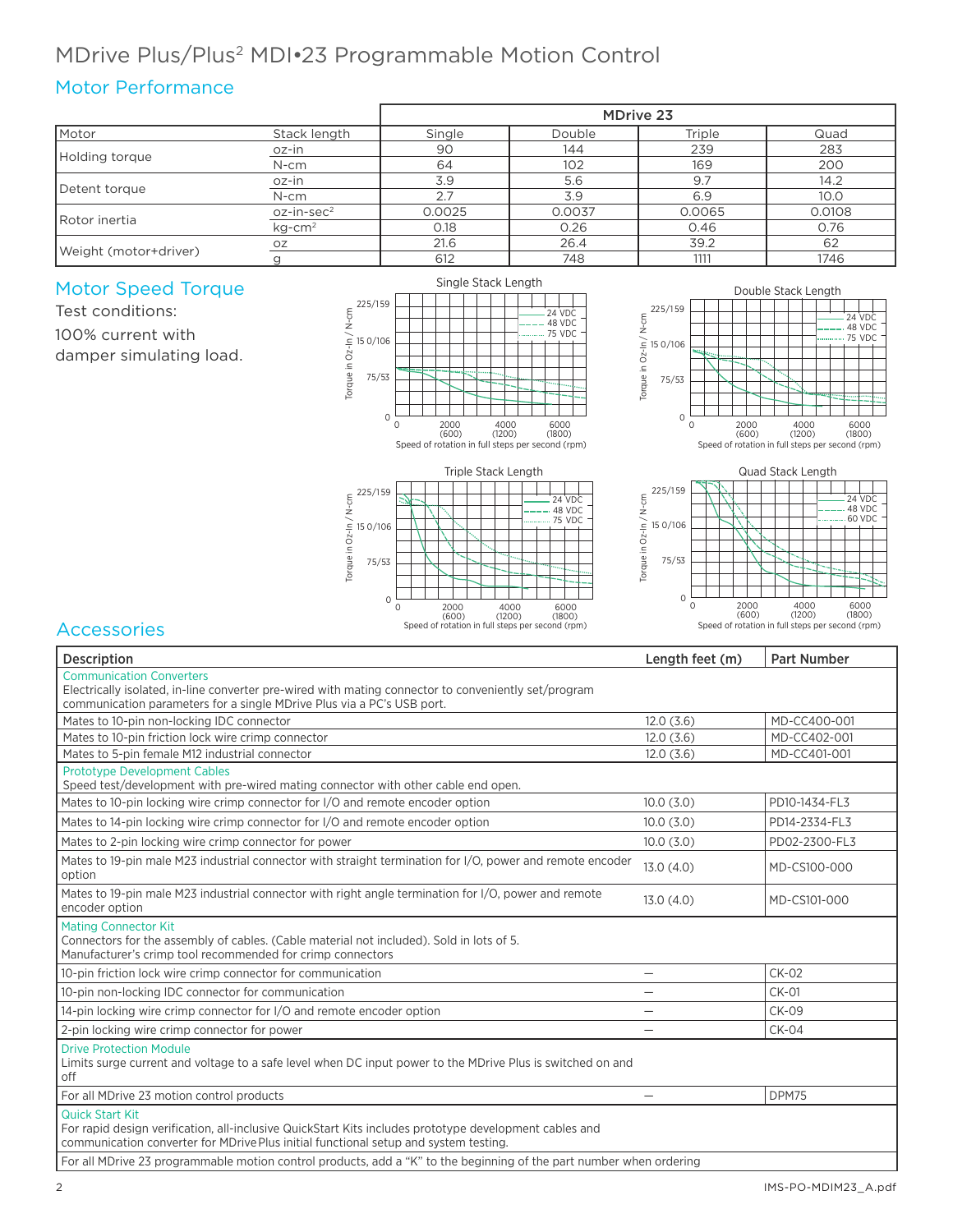# MDrive Plus/Plus² MDI•23 Programmable Motion Control

## Motor Performance

| Motor | Stack length | MDrive 23 Single | Double | Triple | Quad |
|---|---|---|---|---|---|
| Holding torque | oz-in | 90 | 144 | 239 | 283 |
| | N-cm | 64 | 102 | 169 | 200 |
| Detent torque | oz-in | 3.9 | 5.6 | 9.7 | 14.2 |
| | N-cm | 2.7 | 3.9 | 6.9 | 10.0 |
| Rotor inertia | oz-in-sec² | 0.0025 | 0.0037 | 0.0065 | 0.0108 |
| | kg-cm² | 0.18 | 0.26 | 0.46 | 0.76 |
| Weight (motor+driver) | oz | 21.6 | 26.4 | 39.2 | 62 |
| | g | 612 | 748 | 1111 | 1746 |

## Motor Speed Torque

Test conditions:

100% current with damper simulating load.

Single Stack Length

Torque in Oz-In / N-cm: 225/159, 15 0/106, 75/53, 0

24 VDC, 48 VDC, 75 VDC

0, 2000 (600), 4000 (1200), 6000 (1800)

Speed of rotation in full steps per second (rpm)

Double Stack Length

Torque in Oz-In / N-cm: 225/159, 15 0/106, 75/53, 0

24 VDC, 48 VDC, 75 VDC

0, 2000 (600), 4000 (1200), 6000 (1800)

Speed of rotation in full steps per second (rpm)

Triple Stack Length

Torque in Oz-In / N-cm: 225/159, 15 0/106, 75/53, 0

24 VDC, 48 VDC, 75 VDC

0, 2000 (600), 4000 (1200), 6000 (1800)

Speed of rotation in full steps per second (rpm)

Quad Stack Length

Torque in Oz-In / N-cm: 225/159, 15 0/106, 75/53, 0

24 VDC, 48 VDC, 60 VDC

0, 2000 (600), 4000 (1200), 6000 (1800)

Speed of rotation in full steps per second (rpm)

## Accessories

| Description | Length feet (m) | Part Number |
|---|---|---|
| **Communication Converters** Electrically isolated, in-line converter pre-wired with mating connector to conveniently set/program communication parameters for a single MDrive Plus via a PC's USB port. | | |
| Mates to 10-pin non-locking IDC connector | 12.0 (3.6) | MD-CC400-001 |
| Mates to 10-pin friction lock wire crimp connector | 12.0 (3.6) | MD-CC402-001 |
| Mates to 5-pin female M12 industrial connector | 12.0 (3.6) | MD-CC401-001 |
| **Prototype Development Cables** Speed test/development with pre-wired mating connector with other cable end open. | | |
| Mates to 10-pin locking wire crimp connector for I/O and remote encoder option | 10.0 (3.0) | PD10-1434-FL3 |
| Mates to 14-pin locking wire crimp connector for I/O and remote encoder option | 10.0 (3.0) | PD14-2334-FL3 |
| Mates to 2-pin locking wire crimp connector for power | 10.0 (3.0) | PD02-2300-FL3 |
| Mates to 19-pin male M23 industrial connector with straight termination for I/O, power and remote encoder option | 13.0 (4.0) | MD-CS100-000 |
| Mates to 19-pin male M23 industrial connector with right angle termination for I/O, power and remote encoder option | 13.0 (4.0) | MD-CS101-000 |
| **Mating Connector Kit** Connectors for the assembly of cables. (Cable material not included). Sold in lots of 5. Manufacturer's crimp tool recommended for crimp connectors | | |
| 10-pin friction lock wire crimp connector for communication | — | CK-02 |
| 10-pin non-locking IDC connector for communication | — | CK-01 |
| 14-pin locking wire crimp connector for I/O and remote encoder option | — | CK-09 |
| 2-pin locking wire crimp connector for power | — | CK-04 |
| **Drive Protection Module** Limits surge current and voltage to a safe level when DC input power to the MDrive Plus is switched on and off | | |
| For all MDrive 23 motion control products | — | DPM75 |
| **Quick Start Kit** For rapid design verification, all-inclusive QuickStart Kits includes prototype development cables and communication converter for MDrive Plus initial functional setup and system testing. | | |
| For all MDrive 23 programmable motion control products, add a "K" to the beginning of the part number when ordering | | |